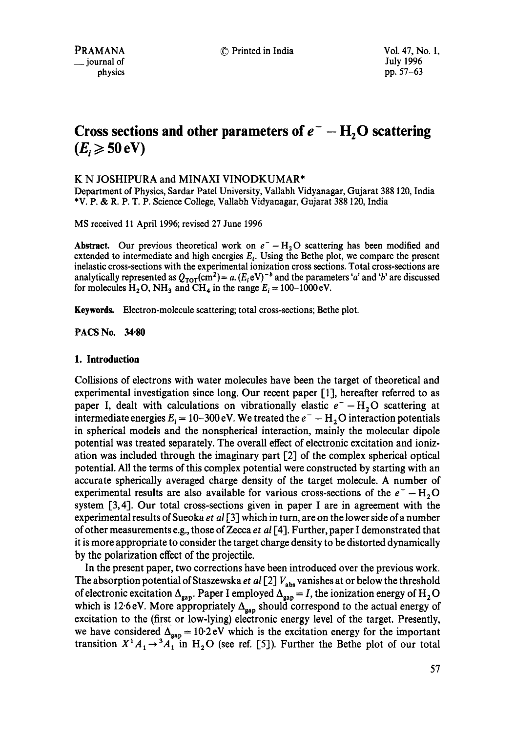# Cross sections and other parameters of $e^- - H_2O$ scattering ($E_i \geqslant 50$ eV)

K N JOSHIPURA and MINAXI VINODKUMAR*

Department of Physics, Sardar Patel University, Vallabh Vidyanagar, Gujarat 388 120, India
*V. P. & R. P. T. P. Science College, Vallabh Vidyanagar, Gujarat 388 120, India

MS received 11 April 1996; revised 27 June 1996

**Abstract.** Our previous theoretical work on $e^- - H_2O$ scattering has been modified and extended to intermediate and high energies $E_i$. Using the Bethe plot, we compare the present inelastic cross-sections with the experimental ionization cross sections. Total cross-sections are analytically represented as $Q_{TOT}(\text{cm}^2) = a.(E_i \text{eV})^{-b}$ and the parameters '$a$' and '$b$' are discussed for molecules $H_2O$, $NH_3$ and $CH_4$ in the range $E_i = 100$–$1000$ eV.

**Keywords.** Electron-molecule scattering; total cross-sections; Bethe plot.

**PACS No. 34·80**

## 1. Introduction

Collisions of electrons with water molecules have been the target of theoretical and experimental investigation since long. Our recent paper [1], hereafter referred to as paper I, dealt with calculations on vibrationally elastic $e^- - H_2O$ scattering at intermediate energies $E_i = 10$–$300$ eV. We treated the $e^- - H_2O$ interaction potentials in spherical models and the nonspherical interaction, mainly the molecular dipole potential was treated separately. The overall effect of electronic excitation and ionization was included through the imaginary part [2] of the complex spherical optical potential. All the terms of this complex potential were constructed by starting with an accurate spherically averaged charge density of the target molecule. A number of experimental results are also available for various cross-sections of the $e^- - H_2O$ system [3, 4]. Our total cross-sections given in paper I are in agreement with the experimental results of Sueoka *et al* [3] which in turn, are on the lower side of a number of other measurements e.g., those of Zecca *et al* [4]. Further, paper I demonstrated that it is more appropriate to consider the target charge density to be distorted dynamically by the polarization effect of the projectile.

In the present paper, two corrections have been introduced over the previous work. The absorption potential of Staszewska *et al* [2] $V_{abs}$ vanishes at or below the threshold of electronic excitation $\Delta_{gap}$. Paper I employed $\Delta_{gap} = I$, the ionization energy of $H_2O$ which is 12·6 eV. More appropriately $\Delta_{gap}$ should correspond to the actual energy of excitation to the (first or low-lying) electronic energy level of the target. Presently, we have considered $\Delta_{gap} = 10{\cdot}2$ eV which is the excitation energy for the important transition $X^1A_1 \rightarrow {}^3A_1$ in $H_2O$ (see ref. [5]). Further the Bethe plot of our total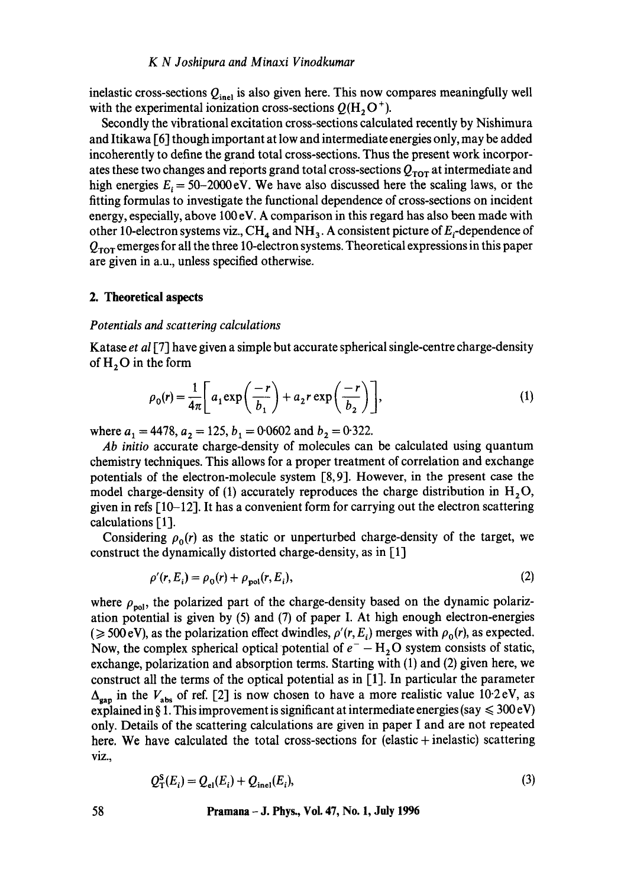inelastic cross-sections $Q_{inel}$ is also given here. This now compares meaningfully well with the experimental ionization cross-sections $Q(H_2O^+)$.

Secondly the vibrational excitation cross-sections calculated recently by Nishimura and Itikawa [6] though important at low and intermediate energies only, may be added incoherently to define the grand total cross-sections. Thus the present work incorporates these two changes and reports grand total cross-sections $Q_{TOT}$ at intermediate and high energies $E_i = 50$–$2000$ eV. We have also discussed here the scaling laws, or the fitting formulas to investigate the functional dependence of cross-sections on incident energy, especially, above 100 eV. A comparison in this regard has also been made with other 10-electron systems viz., $CH_4$ and $NH_3$. A consistent picture of $E_i$-dependence of $Q_{TOT}$ emerges for all the three 10-electron systems. Theoretical expressions in this paper are given in a.u., unless specified otherwise.

## 2. Theoretical aspects

*Potentials and scattering calculations*

Katase *et al* [7] have given a simple but accurate spherical single-centre charge-density of $H_2O$ in the form

$$\rho_0(r) = \frac{1}{4\pi}\left[a_1 \exp\left(\frac{-r}{b_1}\right) + a_2 r \exp\left(\frac{-r}{b_2}\right)\right], \tag{1}$$

where $a_1 = 4478$, $a_2 = 125$, $b_1 = 0{\cdot}0602$ and $b_2 = 0{\cdot}322$.

*Ab initio* accurate charge-density of molecules can be calculated using quantum chemistry techniques. This allows for a proper treatment of correlation and exchange potentials of the electron-molecule system [8, 9]. However, in the present case the model charge-density of (1) accurately reproduces the charge distribution in $H_2O$, given in refs [10–12]. It has a convenient form for carrying out the electron scattering calculations [1].

Considering $\rho_0(r)$ as the static or unperturbed charge-density of the target, we construct the dynamically distorted charge-density, as in [1]

$$\rho'(r, E_i) = \rho_0(r) + \rho_{pol}(r, E_i), \tag{2}$$

where $\rho_{pol}$, the polarized part of the charge-density based on the dynamic polarization potential is given by (5) and (7) of paper I. At high enough electron-energies ($\geqslant 500$ eV), as the polarization effect dwindles, $\rho'(r, E_i)$ merges with $\rho_0(r)$, as expected. Now, the complex spherical optical potential of $e^- - H_2O$ system consists of static, exchange, polarization and absorption terms. Starting with (1) and (2) given here, we construct all the terms of the optical potential as in [1]. In particular the parameter $\Delta_{gap}$ in the $V_{abs}$ of ref. [2] is now chosen to have a more realistic value 10·2 eV, as explained in § 1. This improvement is significant at intermediate energies (say $\leqslant 300$ eV) only. Details of the scattering calculations are given in paper I and are not repeated here. We have calculated the total cross-sections for (elastic + inelastic) scattering viz.,

$$Q_T^S(E_i) = Q_{el}(E_i) + Q_{inel}(E_i), \tag{3}$$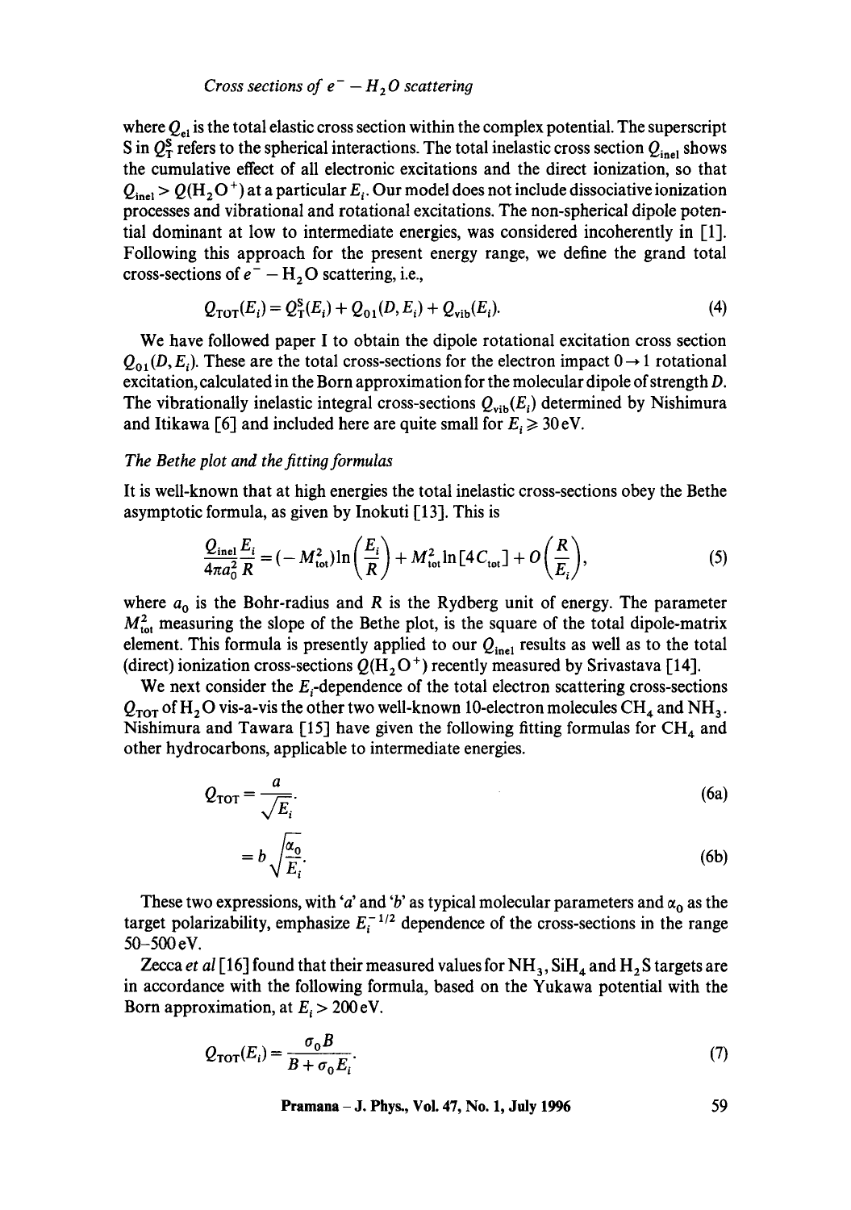where $Q_{el}$ is the total elastic cross section within the complex potential. The superscript S in $Q_T^S$ refers to the spherical interactions. The total inelastic cross section $Q_{inel}$ shows the cumulative effect of all electronic excitations and the direct ionization, so that $Q_{inel} > Q(H_2O^+)$ at a particular $E_i$. Our model does not include dissociative ionization processes and vibrational and rotational excitations. The non-spherical dipole potential dominant at low to intermediate energies, was considered incoherently in [1]. Following this approach for the present energy range, we define the grand total cross-sections of $e^- - H_2O$ scattering, i.e.,

$$Q_{TOT}(E_i) = Q_T^S(E_i) + Q_{01}(D, E_i) + Q_{vib}(E_i). \tag{4}$$

We have followed paper I to obtain the dipole rotational excitation cross section $Q_{01}(D, E_i)$. These are the total cross-sections for the electron impact $0 \to 1$ rotational excitation, calculated in the Born approximation for the molecular dipole of strength $D$. The vibrationally inelastic integral cross-sections $Q_{vib}(E_i)$ determined by Nishimura and Itikawa [6] and included here are quite small for $E_i \geqslant 30$ eV.

*The Bethe plot and the fitting formulas*

It is well-known that at high energies the total inelastic cross-sections obey the Bethe asymptotic formula, as given by Inokuti [13]. This is

$$\frac{Q_{inel}}{4\pi a_0^2}\frac{E_i}{R} = (-M_{tot}^2)\ln\left(\frac{E_i}{R}\right) + M_{tot}^2 \ln[4C_{tot}] + O\left(\frac{R}{E_i}\right), \tag{5}$$

where $a_0$ is the Bohr-radius and $R$ is the Rydberg unit of energy. The parameter $M_{tot}^2$ measuring the slope of the Bethe plot, is the square of the total dipole-matrix element. This formula is presently applied to our $Q_{inel}$ results as well as to the total (direct) ionization cross-sections $Q(H_2O^+)$ recently measured by Srivastava [14].

We next consider the $E_i$-dependence of the total electron scattering cross-sections $Q_{TOT}$ of $H_2O$ vis-a-vis the other two well-known 10-electron molecules $CH_4$ and $NH_3$. Nishimura and Tawara [15] have given the following fitting formulas for $CH_4$ and other hydrocarbons, applicable to intermediate energies.

$$Q_{TOT} = \frac{a}{\sqrt{E_i}}. \tag{6a}$$

$$= b\sqrt{\frac{\alpha_0}{E_i}}. \tag{6b}$$

These two expressions, with '$a$' and '$b$' as typical molecular parameters and $\alpha_0$ as the target polarizability, emphasize $E_i^{-1/2}$ dependence of the cross-sections in the range 50–500 eV.

Zecca *et al* [16] found that their measured values for $NH_3$, $SiH_4$ and $H_2S$ targets are in accordance with the following formula, based on the Yukawa potential with the Born approximation, at $E_i > 200$ eV.

$$Q_{TOT}(E_i) = \frac{\sigma_0 B}{B + \sigma_0 E_i}. \tag{7}$$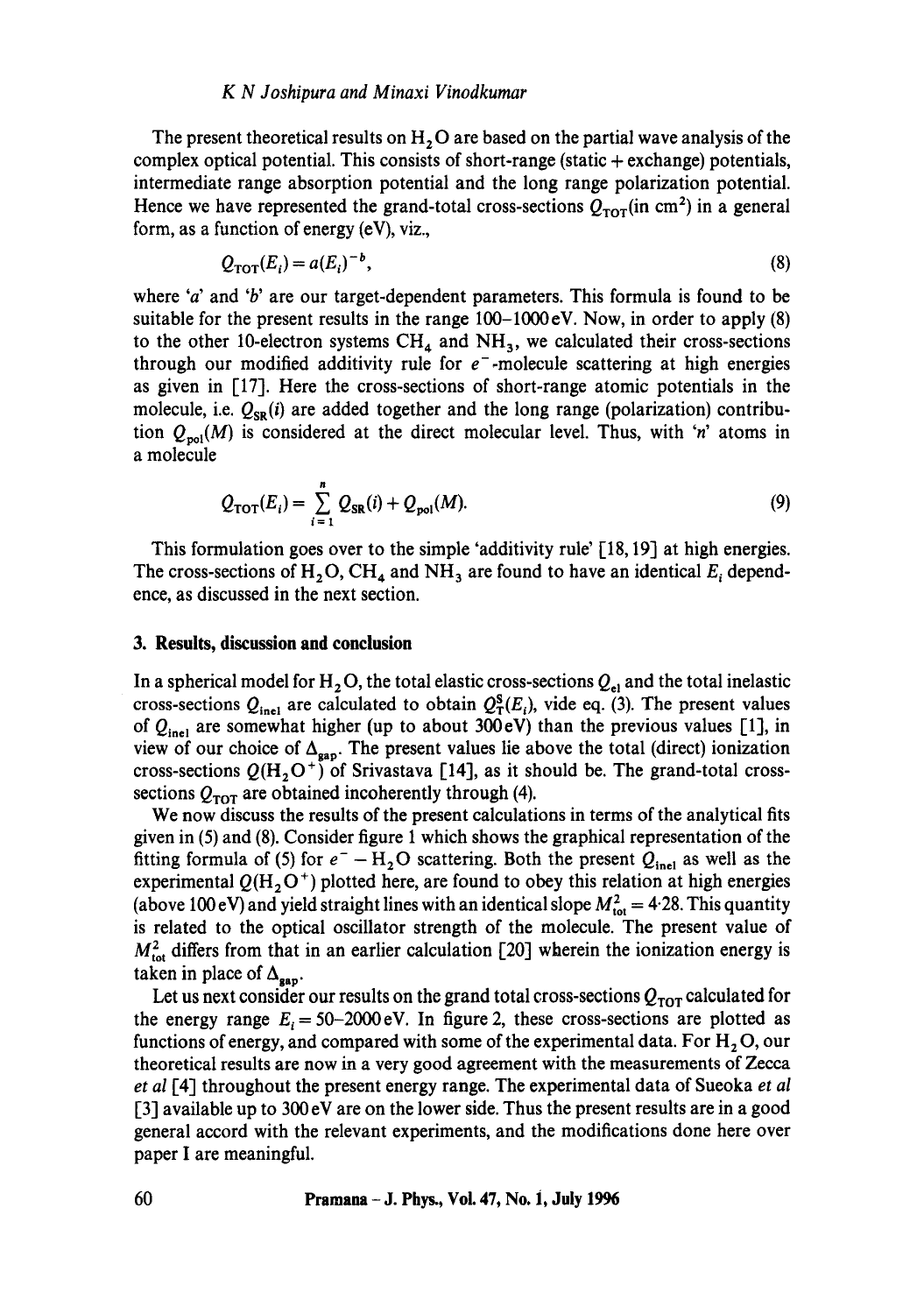The present theoretical results on $H_2O$ are based on the partial wave analysis of the complex optical potential. This consists of short-range (static + exchange) potentials, intermediate range absorption potential and the long range polarization potential. Hence we have represented the grand-total cross-sections $Q_{TOT}$(in cm$^2$) in a general form, as a function of energy (eV), viz.,

$$Q_{TOT}(E_i) = a(E_i)^{-b}, \tag{8}$$

where '$a$' and '$b$' are our target-dependent parameters. This formula is found to be suitable for the present results in the range 100–1000 eV. Now, in order to apply (8) to the other 10-electron systems $CH_4$ and $NH_3$, we calculated their cross-sections through our modified additivity rule for $e^-$-molecule scattering at high energies as given in [17]. Here the cross-sections of short-range atomic potentials in the molecule, i.e. $Q_{SR}(i)$ are added together and the long range (polarization) contribution $Q_{pol}(M)$ is considered at the direct molecular level. Thus, with '$n$' atoms in a molecule

$$Q_{TOT}(E_i) = \sum_{i=1}^{n} Q_{SR}(i) + Q_{pol}(M). \tag{9}$$

This formulation goes over to the simple 'additivity rule' [18, 19] at high energies. The cross-sections of $H_2O$, $CH_4$ and $NH_3$ are found to have an identical $E_i$ dependence, as discussed in the next section.

## 3. Results, discussion and conclusion

In a spherical model for $H_2O$, the total elastic cross-sections $Q_{el}$ and the total inelastic cross-sections $Q_{inel}$ are calculated to obtain $Q_T^S(E_i)$, vide eq. (3). The present values of $Q_{inel}$ are somewhat higher (up to about 300 eV) than the previous values [1], in view of our choice of $\Delta_{gap}$. The present values lie above the total (direct) ionization cross-sections $Q(H_2O^+)$ of Srivastava [14], as it should be. The grand-total cross-sections $Q_{TOT}$ are obtained incoherently through (4).

We now discuss the results of the present calculations in terms of the analytical fits given in (5) and (8). Consider figure 1 which shows the graphical representation of the fitting formula of (5) for $e^- - H_2O$ scattering. Both the present $Q_{inel}$ as well as the experimental $Q(H_2O^+)$ plotted here, are found to obey this relation at high energies (above 100 eV) and yield straight lines with an identical slope $M_{tot}^2 = 4{\cdot}28$. This quantity is related to the optical oscillator strength of the molecule. The present value of $M_{tot}^2$ differs from that in an earlier calculation [20] wherein the ionization energy is taken in place of $\Delta_{gap}$.

Let us next consider our results on the grand total cross-sections $Q_{TOT}$ calculated for the energy range $E_i = 50$–2000 eV. In figure 2, these cross-sections are plotted as functions of energy, and compared with some of the experimental data. For $H_2O$, our theoretical results are now in a very good agreement with the measurements of Zecca *et al* [4] throughout the present energy range. The experimental data of Sueoka *et al* [3] available up to 300 eV are on the lower side. Thus the present results are in a good general accord with the relevant experiments, and the modifications done here over paper I are meaningful.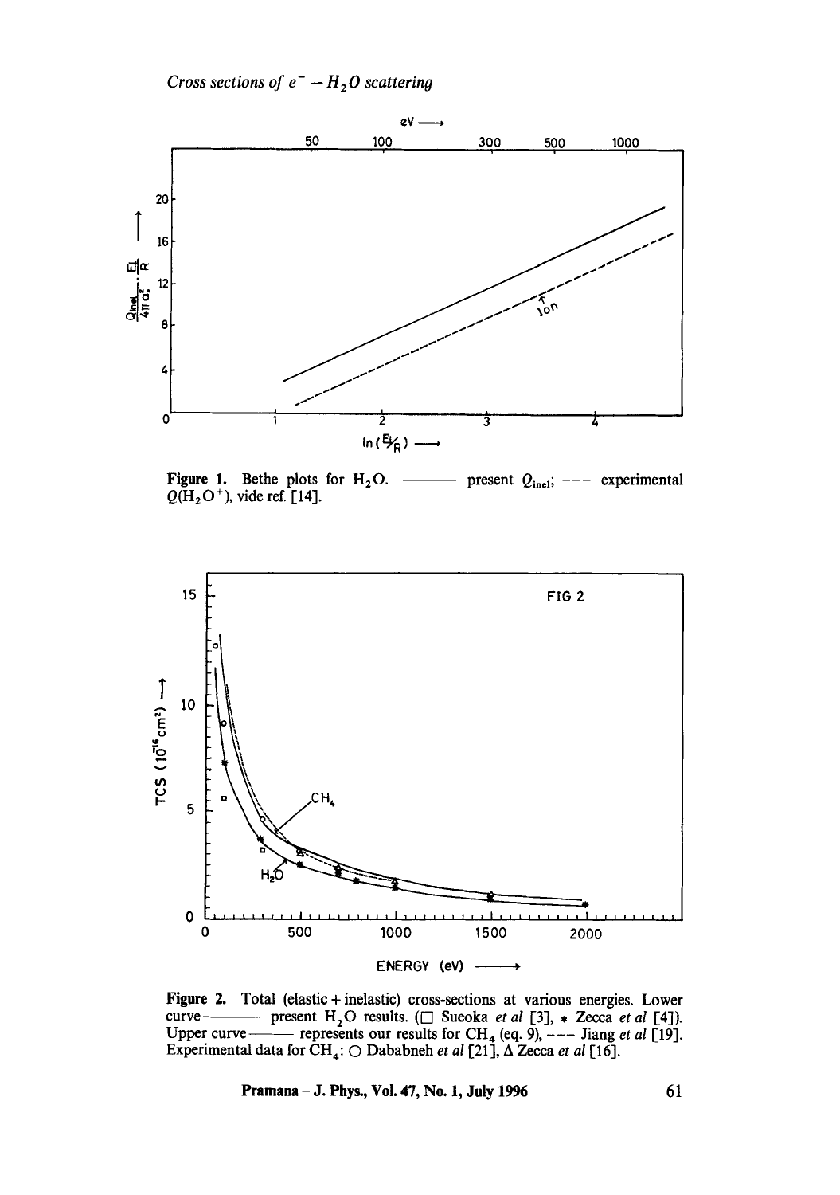Figure 1. Bethe plots for $H_2O$. ——— present $Q_{inel}$; --- experimental $Q(H_2O^+)$, vide ref. [14].

Figure 2. Total (elastic + inelastic) cross-sections at various energies. Lower curve——— present $H_2O$ results. (□ Sueoka *et al* [3], * Zecca *et al* [4]). Upper curve——— represents our results for $CH_4$ (eq. 9), --- Jiang *et al* [19]. Experimental data for $CH_4$: ○ Dababneh *et al* [21], Δ Zecca *et al* [16].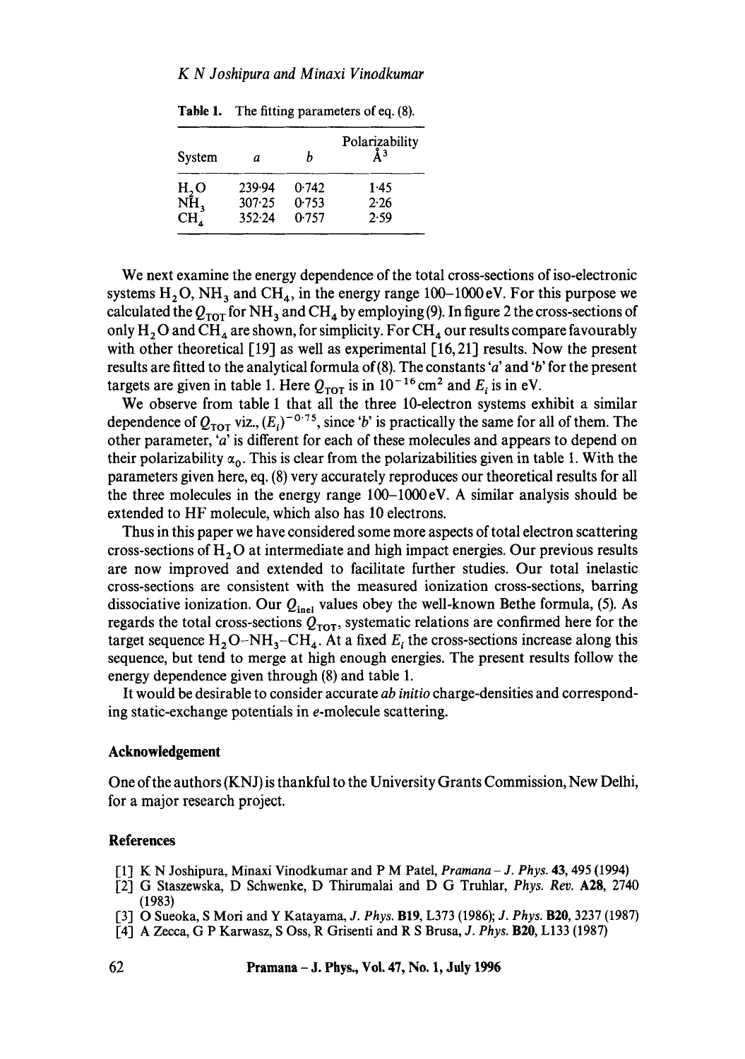Table 1. The fitting parameters of eq. (8).

| System | $a$ | $b$ | Polarizability Å$^3$ |
|---|---|---|---|
| $H_2O$ | 239·94 | 0·742 | 1·45 |
| $NH_3$ | 307·25 | 0·753 | 2·26 |
| $CH_4$ | 352·24 | 0·757 | 2·59 |

We next examine the energy dependence of the total cross-sections of iso-electronic systems $H_2O$, $NH_3$ and $CH_4$, in the energy range 100–1000 eV. For this purpose we calculated the $Q_{TOT}$ for $NH_3$ and $CH_4$ by employing (9). In figure 2 the cross-sections of only $H_2O$ and $CH_4$ are shown, for simplicity. For $CH_4$ our results compare favourably with other theoretical [19] as well as experimental [16, 21] results. Now the present results are fitted to the analytical formula of (8). The constants '$a$' and '$b$' for the present targets are given in table 1. Here $Q_{TOT}$ is in $10^{-16}\,\text{cm}^2$ and $E_i$ is in eV.

We observe from table 1 that all the three 10-electron systems exhibit a similar dependence of $Q_{TOT}$ viz., $(E_i)^{-0.75}$, since '$b$' is practically the same for all of them. The other parameter, '$a$' is different for each of these molecules and appears to depend on their polarizability $\alpha_0$. This is clear from the polarizabilities given in table 1. With the parameters given here, eq. (8) very accurately reproduces our theoretical results for all the three molecules in the energy range 100–1000 eV. A similar analysis should be extended to HF molecule, which also has 10 electrons.

Thus in this paper we have considered some more aspects of total electron scattering cross-sections of $H_2O$ at intermediate and high impact energies. Our previous results are now improved and extended to facilitate further studies. Our total inelastic cross-sections are consistent with the measured ionization cross-sections, barring dissociative ionization. Our $Q_{inel}$ values obey the well-known Bethe formula, (5). As regards the total cross-sections $Q_{TOT}$, systematic relations are confirmed here for the target sequence $H_2O$–$NH_3$–$CH_4$. At a fixed $E_i$ the cross-sections increase along this sequence, but tend to merge at high enough energies. The present results follow the energy dependence given through (8) and table 1.

It would be desirable to consider accurate *ab initio* charge-densities and corresponding static-exchange potentials in *e*-molecule scattering.

## Acknowledgement

One of the authors (KNJ) is thankful to the University Grants Commission, New Delhi, for a major research project.

## References

[1] K N Joshipura, Minaxi Vinodkumar and P M Patel, *Pramana – J. Phys.* **43**, 495 (1994)

[2] G Staszewska, D Schwenke, D Thirumalai and D G Truhlar, *Phys. Rev.* **A28**, 2740 (1983)

[3] O Sueoka, S Mori and Y Katayama, *J. Phys.* **B19**, L373 (1986); *J. Phys.* **B20**, 3237 (1987)

[4] A Zecca, G P Karwasz, S Oss, R Grisenti and R S Brusa, *J. Phys.* **B20**, L133 (1987)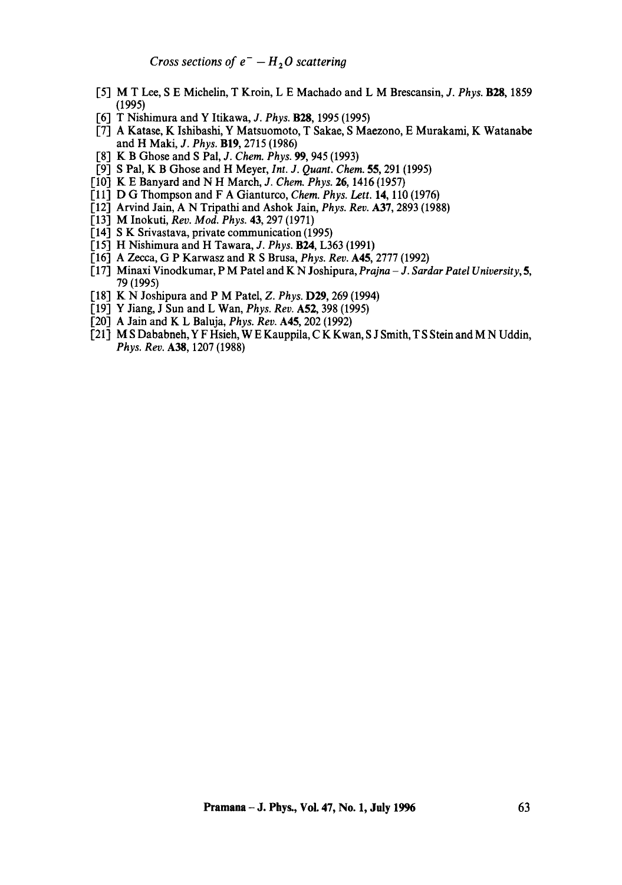[5] M T Lee, S E Michelin, T Kroin, L E Machado and L M Brescansin, *J. Phys.* **B28**, 1859 (1995)

[6] T Nishimura and Y Itikawa, *J. Phys.* **B28**, 1995 (1995)

[7] A Katase, K Ishibashi, Y Matsuomoto, T Sakae, S Maezono, E Murakami, K Watanabe and H Maki, *J. Phys.* **B19**, 2715 (1986)

[8] K B Ghose and S Pal, *J. Chem. Phys.* **99**, 945 (1993)

[9] S Pal, K B Ghose and H Meyer, *Int. J. Quant. Chem.* **55**, 291 (1995)

[10] K E Banyard and N H March, *J. Chem. Phys.* **26**, 1416 (1957)

[11] D G Thompson and F A Gianturco, *Chem. Phys. Lett.* **14**, 110 (1976)

[12] Arvind Jain, A N Tripathi and Ashok Jain, *Phys. Rev.* **A37**, 2893 (1988)

[13] M Inokuti, *Rev. Mod. Phys.* **43**, 297 (1971)

[14] S K Srivastava, private communication (1995)

[15] H Nishimura and H Tawara, *J. Phys.* **B24**, L363 (1991)

[16] A Zecca, G P Karwasz and R S Brusa, *Phys. Rev.* **A45**, 2777 (1992)

[17] Minaxi Vinodkumar, P M Patel and K N Joshipura, *Prajna – J. Sardar Patel University*, **5**, 79 (1995)

[18] K N Joshipura and P M Patel, *Z. Phys.* **D29**, 269 (1994)

[19] Y Jiang, J Sun and L Wan, *Phys. Rev.* **A52**, 398 (1995)

[20] A Jain and K L Baluja, *Phys. Rev.* **A45**, 202 (1992)

[21] M S Dababneh, Y F Hsieh, W E Kauppila, C K Kwan, S J Smith, T S Stein and M N Uddin, *Phys. Rev.* **A38**, 1207 (1988)